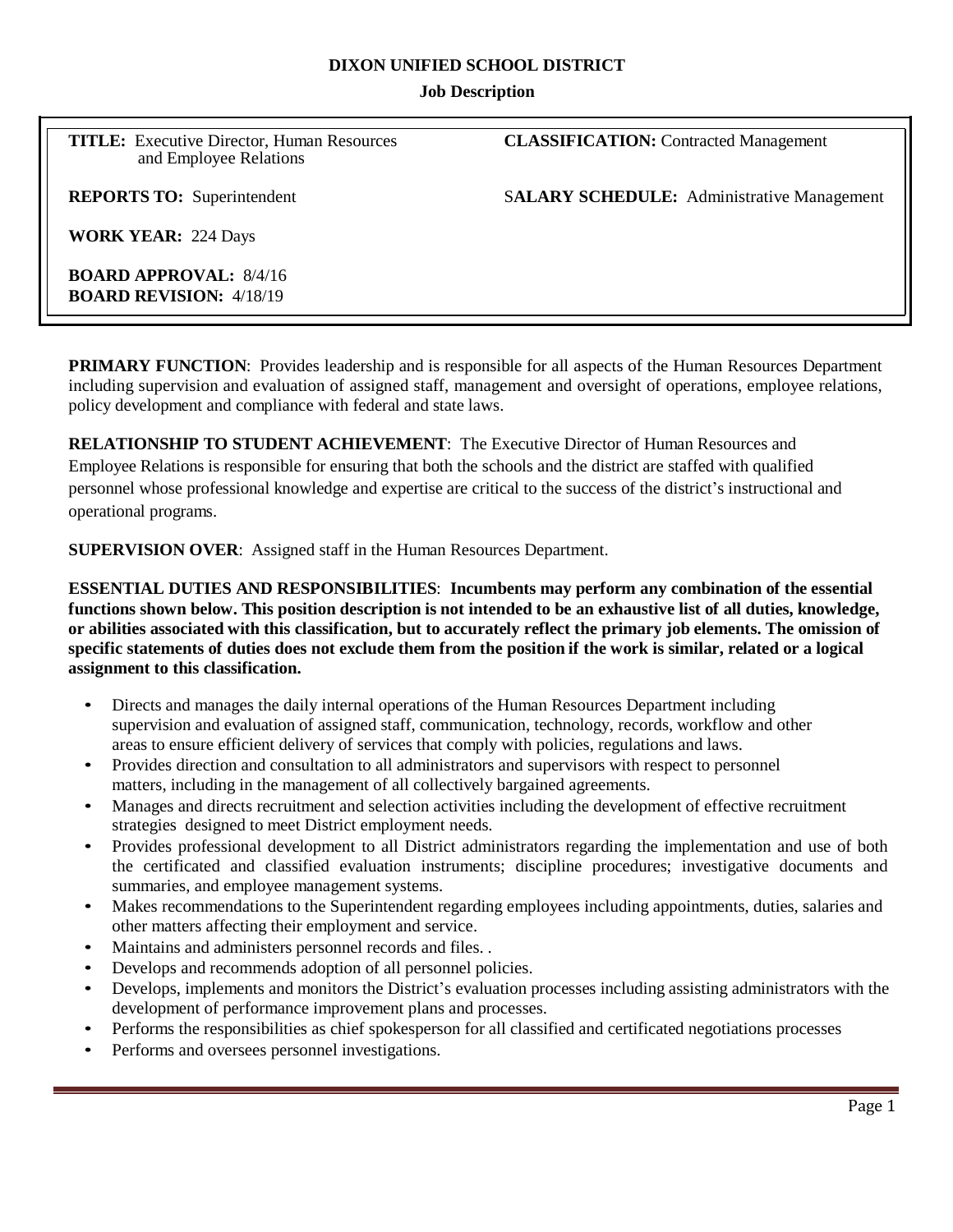# DIXON UNIFIED SCHOOL DISTRICT

## Job Description

**TITLE:** Executive Director, Human Resources and Employee Relations

**CLASSIFICATION:** Contracted Management

**REPORTS TO:** Superintendent

**SALARY SCHEDULE:** Administrative Management

**WORK YEAR:** 224 Days

**BOARD APPROVAL:** 8/4/16
**BOARD REVISION:** 4/18/19

**PRIMARY FUNCTION**: Provides leadership and is responsible for all aspects of the Human Resources Department including supervision and evaluation of assigned staff, management and oversight of operations, employee relations, policy development and compliance with federal and state laws.

**RELATIONSHIP TO STUDENT ACHIEVEMENT**: The Executive Director of Human Resources and Employee Relations is responsible for ensuring that both the schools and the district are staffed with qualified personnel whose professional knowledge and expertise are critical to the success of the district's instructional and operational programs.

**SUPERVISION OVER**: Assigned staff in the Human Resources Department.

**ESSENTIAL DUTIES AND RESPONSIBILITIES**: **Incumbents may perform any combination of the essential functions shown below. This position description is not intended to be an exhaustive list of all duties, knowledge, or abilities associated with this classification, but to accurately reflect the primary job elements. The omission of specific statements of duties does not exclude them from the position if the work is similar, related or a logical assignment to this classification.**

- Directs and manages the daily internal operations of the Human Resources Department including supervision and evaluation of assigned staff, communication, technology, records, workflow and other areas to ensure efficient delivery of services that comply with policies, regulations and laws.
- Provides direction and consultation to all administrators and supervisors with respect to personnel matters, including in the management of all collectively bargained agreements.
- Manages and directs recruitment and selection activities including the development of effective recruitment strategies designed to meet District employment needs.
- Provides professional development to all District administrators regarding the implementation and use of both the certificated and classified evaluation instruments; discipline procedures; investigative documents and summaries, and employee management systems.
- Makes recommendations to the Superintendent regarding employees including appointments, duties, salaries and other matters affecting their employment and service.
- Maintains and administers personnel records and files. .
- Develops and recommends adoption of all personnel policies.
- Develops, implements and monitors the District's evaluation processes including assisting administrators with the development of performance improvement plans and processes.
- Performs the responsibilities as chief spokesperson for all classified and certificated negotiations processes
- Performs and oversees personnel investigations.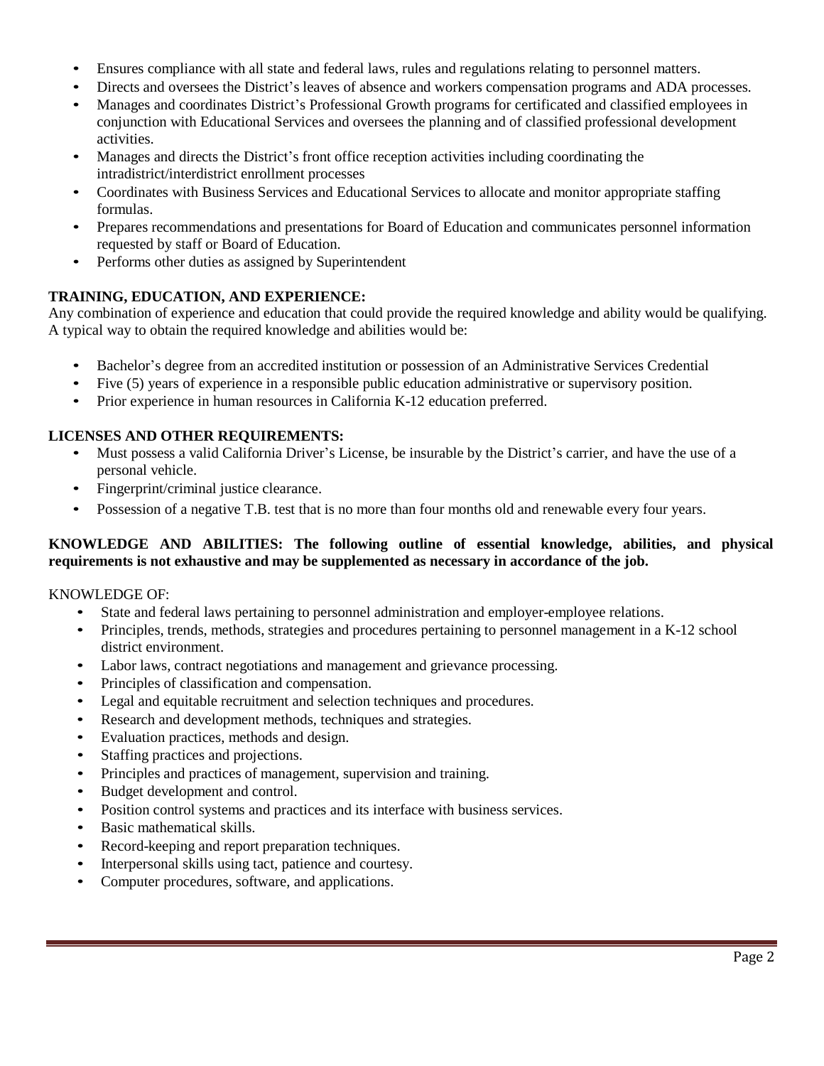- Ensures compliance with all state and federal laws, rules and regulations relating to personnel matters.
- Directs and oversees the District's leaves of absence and workers compensation programs and ADA processes.
- Manages and coordinates District's Professional Growth programs for certificated and classified employees in conjunction with Educational Services and oversees the planning and of classified professional development activities.
- Manages and directs the District's front office reception activities including coordinating the intradistrict/interdistrict enrollment processes
- Coordinates with Business Services and Educational Services to allocate and monitor appropriate staffing formulas.
- Prepares recommendations and presentations for Board of Education and communicates personnel information requested by staff or Board of Education.
- Performs other duties as assigned by Superintendent

**TRAINING, EDUCATION, AND EXPERIENCE:**

Any combination of experience and education that could provide the required knowledge and ability would be qualifying. A typical way to obtain the required knowledge and abilities would be:

- Bachelor's degree from an accredited institution or possession of an Administrative Services Credential
- Five (5) years of experience in a responsible public education administrative or supervisory position.
- Prior experience in human resources in California K-12 education preferred.

**LICENSES AND OTHER REQUIREMENTS:**

- Must possess a valid California Driver's License, be insurable by the District's carrier, and have the use of a personal vehicle.
- Fingerprint/criminal justice clearance.
- Possession of a negative T.B. test that is no more than four months old and renewable every four years.

**KNOWLEDGE AND ABILITIES: The following outline of essential knowledge, abilities, and physical requirements is not exhaustive and may be supplemented as necessary in accordance of the job.**

KNOWLEDGE OF:

- State and federal laws pertaining to personnel administration and employer-employee relations.
- Principles, trends, methods, strategies and procedures pertaining to personnel management in a K-12 school district environment.
- Labor laws, contract negotiations and management and grievance processing.
- Principles of classification and compensation.
- Legal and equitable recruitment and selection techniques and procedures.
- Research and development methods, techniques and strategies.
- Evaluation practices, methods and design.
- Staffing practices and projections.
- Principles and practices of management, supervision and training.
- Budget development and control.
- Position control systems and practices and its interface with business services.
- Basic mathematical skills.
- Record-keeping and report preparation techniques.
- Interpersonal skills using tact, patience and courtesy.
- Computer procedures, software, and applications.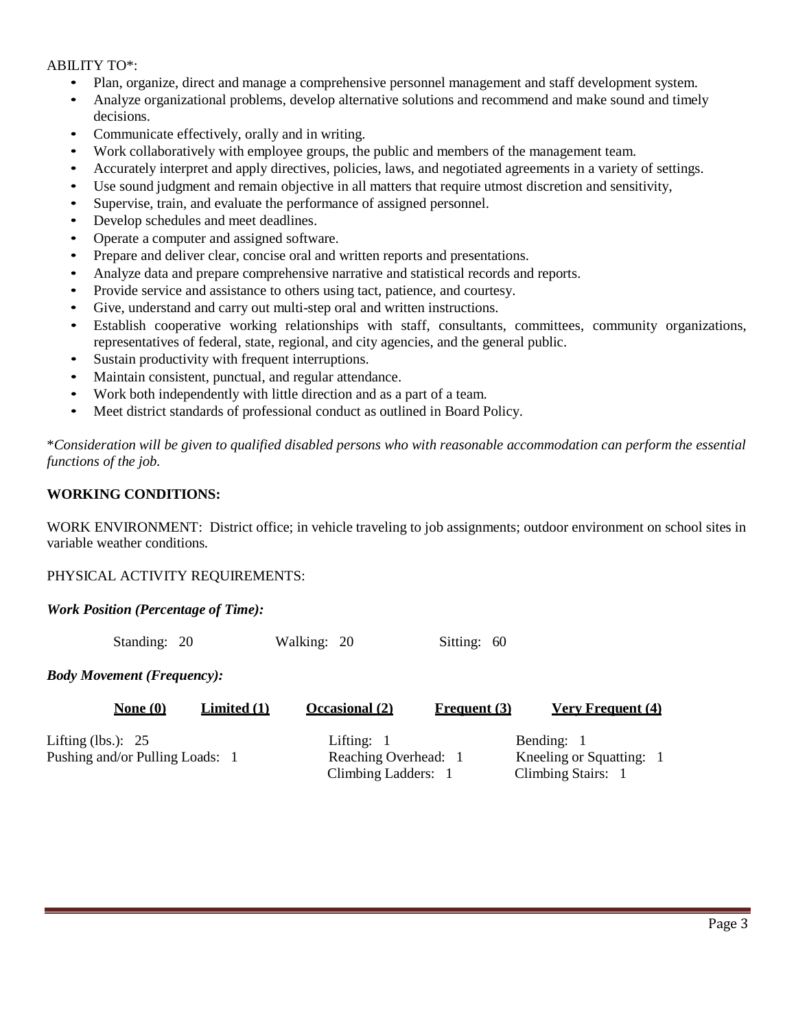ABILITY TO*:

- Plan, organize, direct and manage a comprehensive personnel management and staff development system.
- Analyze organizational problems, develop alternative solutions and recommend and make sound and timely decisions.
- Communicate effectively, orally and in writing.
- Work collaboratively with employee groups, the public and members of the management team.
- Accurately interpret and apply directives, policies, laws, and negotiated agreements in a variety of settings.
- Use sound judgment and remain objective in all matters that require utmost discretion and sensitivity,
- Supervise, train, and evaluate the performance of assigned personnel.
- Develop schedules and meet deadlines.
- Operate a computer and assigned software.
- Prepare and deliver clear, concise oral and written reports and presentations.
- Analyze data and prepare comprehensive narrative and statistical records and reports.
- Provide service and assistance to others using tact, patience, and courtesy.
- Give, understand and carry out multi-step oral and written instructions.
- Establish cooperative working relationships with staff, consultants, committees, community organizations, representatives of federal, state, regional, and city agencies, and the general public.
- Sustain productivity with frequent interruptions.
- Maintain consistent, punctual, and regular attendance.
- Work both independently with little direction and as a part of a team.
- Meet district standards of professional conduct as outlined in Board Policy.

**Consideration will be given to qualified disabled persons who with reasonable accommodation can perform the essential functions of the job.*

**WORKING CONDITIONS:**

WORK ENVIRONMENT: District office; in vehicle traveling to job assignments; outdoor environment on school sites in variable weather conditions.

PHYSICAL ACTIVITY REQUIREMENTS:

***Work Position (Percentage of Time):***

Standing: 20 Walking: 20 Sitting: 60

***Body Movement (Frequency):***

**None (0)** **Limited (1)** **Occasional (2)** **Frequent (3)** **Very Frequent (4)**

| | | |
|---|---|---|
| Lifting (lbs.): 25 | Lifting: 1 | Bending: 1 |
| Pushing and/or Pulling Loads: 1 | Reaching Overhead: 1 | Kneeling or Squatting: 1 |
| | Climbing Ladders: 1 | Climbing Stairs: 1 |